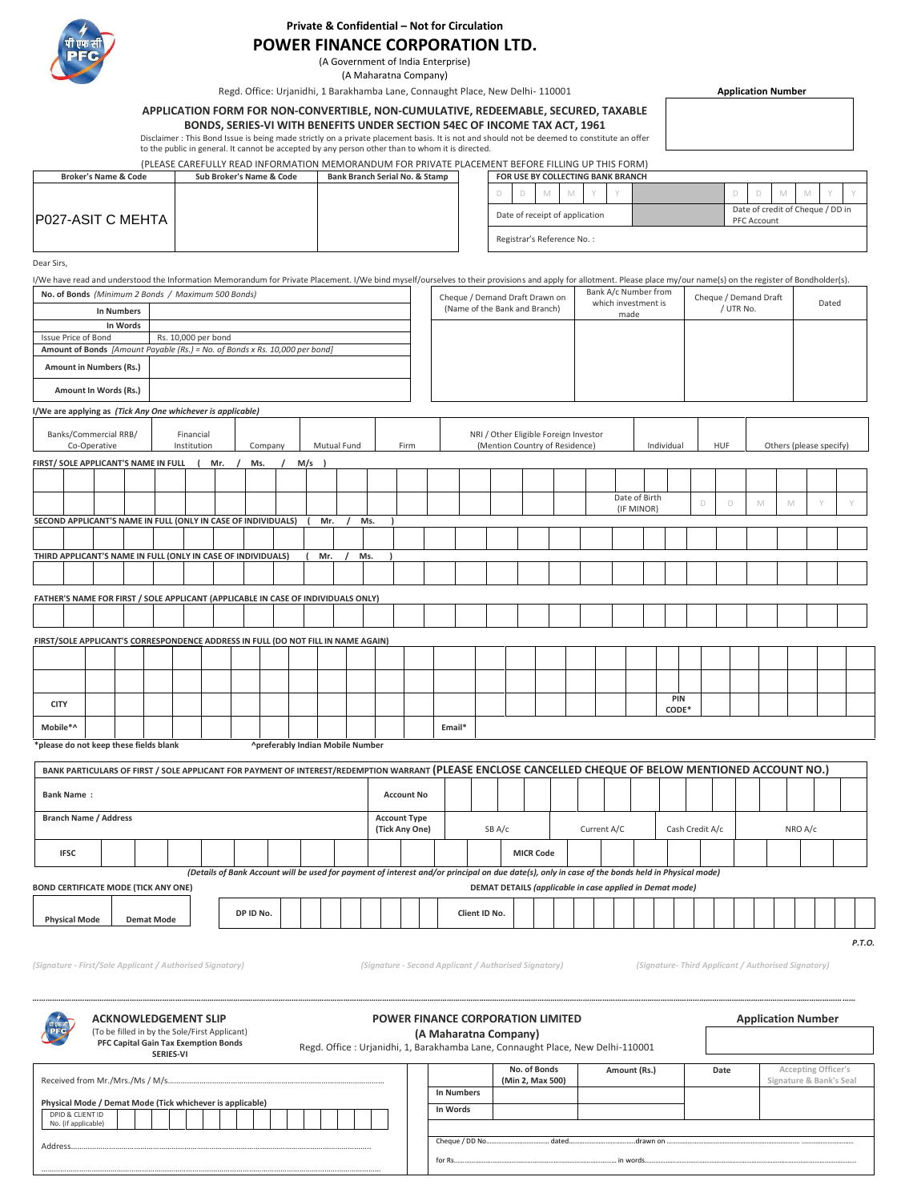**Private & Confidential – Not for Circulation**

# POWER FINANCE CORPORATION LTD.

(A Government of India Enterprise)
(A Maharatna Company)

Regd. Office: Urjanidhi, 1 Barakhamba Lane, Connaught Place, New Delhi- 110001

**Application Number**

## APPLICATION FORM FOR NON-CONVERTIBLE, NON-CUMULATIVE, REDEEMABLE, SECURED, TAXABLE BONDS, SERIES-VI WITH BENEFITS UNDER SECTION 54EC OF INCOME TAX ACT, 1961

Disclaimer : This Bond Issue is being made strictly on a private placement basis. It is not and should not be deemed to constitute an offer to the public in general. It cannot be accepted by any person other than to whom it is directed.

(PLEASE CAREFULLY READ INFORMATION MEMORANDUM FOR PRIVATE PLACEMENT BEFORE FILLING UP THIS FORM)

| Broker's Name & Code | Sub Broker's Name & Code | Bank Branch Serial No. & Stamp |
|---|---|---|
| P027-ASIT C MEHTA | | |

| FOR USE BY COLLECTING BANK BRANCH | | |
|---|---|---|
| D D M M Y Y | | D D M M Y Y |
| Date of receipt of application | | Date of credit of Cheque / DD in PFC Account |
| Registrar's Reference No. : | | |

Dear Sirs,

I/We have read and understood the Information Memorandum for Private Placement. I/We bind myself/ourselves to their provisions and apply for allotment. Please place my/our name(s) on the register of Bondholder(s).

| **No. of Bonds** *(Minimum 2 Bonds / Maximum 500 Bonds)* | |
|---|---|
| **In Numbers** | |
| **In Words** | |
| Issue Price of Bond | Rs. 10,000 per bond |
| **Amount of Bonds** *[Amount Payable (Rs.) = No. of Bonds x Rs. 10,000 per bond]* | |
| **Amount in Numbers (Rs.)** | |
| **Amount In Words (Rs.)** | |

| Cheque / Demand Draft Drawn on (Name of the Bank and Branch) | Bank A/c Number from which investment is made | Cheque / Demand Draft / UTR No. | Dated |
|---|---|---|---|
| | | | |

**I/We are applying as** *(Tick Any One whichever is applicable)*

| Banks/Commercial RRB/ Co-Operative | Financial Institution | Company | Mutual Fund | Firm | NRI / Other Eligible Foreign Investor (Mention Country of Residence) | Individual | HUF | Others (please specify) |
|---|---|---|---|---|---|---|---|---|
| | | | | | | | | |

**FIRST/ SOLE APPLICANT'S NAME IN FULL ( Mr. / Ms. / M/s )**

Date of Birth (IF MINOR) D D M M Y Y

**SECOND APPLICANT'S NAME IN FULL (ONLY IN CASE OF INDIVIDUALS) ( Mr. / Ms. )**

**THIRD APPLICANT'S NAME IN FULL (ONLY IN CASE OF INDIVIDUALS) ( Mr. / Ms. )**

**FATHER'S NAME FOR FIRST / SOLE APPLICANT (APPLICABLE IN CASE OF INDIVIDUALS ONLY)**

**FIRST/SOLE APPLICANT'S CORRESPONDENCE ADDRESS IN FULL (DO NOT FILL IN NAME AGAIN)**

**CITY** | **PIN CODE***

**Mobile*^** | **Email***

**\*please do not keep these fields blank** **^preferably Indian Mobile Number**

**BANK PARTICULARS OF FIRST / SOLE APPLICANT FOR PAYMENT OF INTEREST/REDEMPTION WARRANT (PLEASE ENCLOSE CANCELLED CHEQUE OF BELOW MENTIONED ACCOUNT NO.)**

| **Bank Name :** | **Account No** | | | | |
|---|---|---|---|---|---|
| **Branch Name / Address** | **Account Type (Tick Any One)** | SB A/c | Current A/C | Cash Credit A/c | NRO A/c |
| **IFSC** | | **MICR Code** | | | |

*(Details of Bank Account will be used for payment of interest and/or principal on due date(s), only in case of the bonds held in Physical mode)*

**BOND CERTIFICATE MODE (TICK ANY ONE)**

| Physical Mode | Demat Mode |
|---|---|
| | |

**DEMAT DETAILS** *(applicable in case applied in Demat mode)*

| DP ID No. | | Client ID No. | |
|---|---|---|---|

*P.T.O.*

*(Signature - First/Sole Applicant / Authorised Signatory)* *(Signature - Second Applicant / Authorised Signatory)* *(Signature- Third Applicant / Authorised Signatory)*

---

### ACKNOWLEDGEMENT SLIP

(To be filled in by the Sole/First Applicant)
**PFC Capital Gain Tax Exemption Bonds SERIES-VI**

**POWER FINANCE CORPORATION LIMITED**
**(A Maharatna Company)**
Regd. Office : Urjanidhi, 1, Barakhamba Lane, Connaught Place, New Delhi-110001

**Application Number**

Received from Mr./Mrs./Ms / M/s.......................................................................................

**Physical Mode / Demat Mode (Tick whichever is applicable)**

DPID & CLIENT ID No. (if applicable)

Address.......................................................................................................................

| | No. of Bonds (Min 2, Max 500) | Amount (Rs.) | Date | Accepting Officer's Signature & Bank's Seal |
|---|---|---|---|---|
| In Numbers | | | | |
| In Words | | | | |

Cheque / DD No.................................... dated....................................drawn on .................................................

for Rs.............................................................................. in words.......................................................................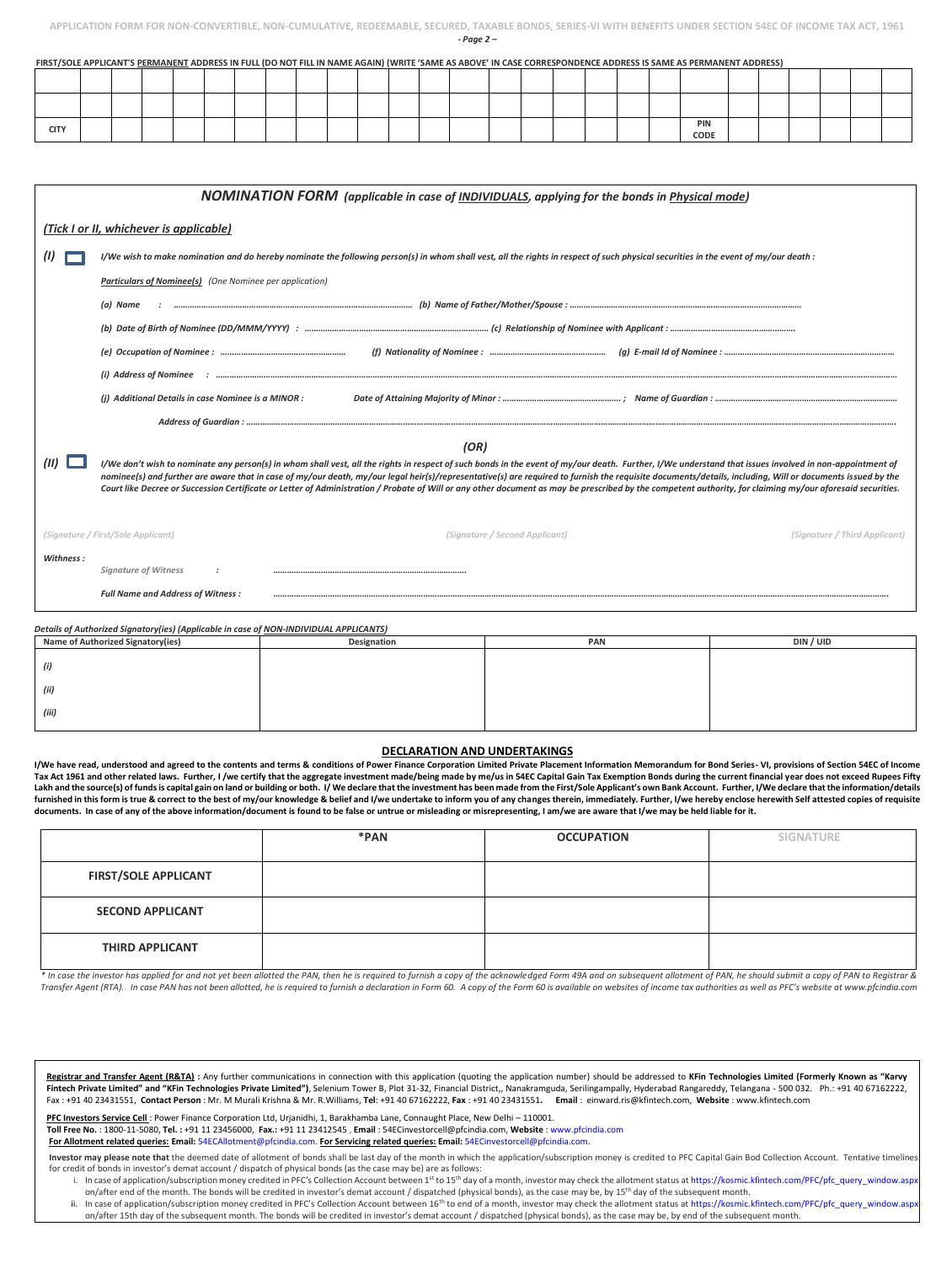FIRST/SOLE APPLICANT'S **PERMANENT** ADDRESS IN FULL (DO NOT FILL IN NAME AGAIN) (WRITE 'SAME AS ABOVE' IN CASE CORRESPONDENCE ADDRESS IS SAME AS PERMANENT ADDRESS)

| | | | | | | | | | | | | | | | | | | | | | | | | | | |
|---|---|---|---|---|---|---|---|---|---|---|---|---|---|---|---|---|---|---|---|---|---|---|---|---|---|---|
| | | | | | | | | | | | | | | | | | | | | | | | | | | |
| CITY | | | | | | | | | | | | | | | | | | | | PIN CODE | | | | | | |

## *NOMINATION FORM (applicable in case of INDIVIDUALS, applying for the bonds in Physical mode)*

*(Tick I or II, whichever is applicable)*

*(I)* ☐ *I/We wish to make nomination and do hereby nominate the following person(s) in whom shall vest, all the rights in respect of such physical securities in the event of my/our death :*

*Particulars of Nominee(s) (One Nominee per application)*

*(a) Name : ................ (b) Name of Father/Mother/Spouse : ................*

*(b) Date of Birth of Nominee (DD/MMM/YYYY) : ................ (c) Relationship of Nominee with Applicant : ................*

*(e) Occupation of Nominee : ................ (f) Nationality of Nominee : ................ (g) E-mail Id of Nominee : ................*

*(i) Address of Nominee : ................*

*(j) Additional Details in case Nominee is a MINOR : Date of Attaining Majority of Minor : ................ ; Name of Guardian : ................*

*Address of Guardian : ................*

*(OR)*

*(II)* ☐ *I/We don't wish to nominate any person(s) in whom shall vest, all the rights in respect of such bonds in the event of my/our death. Further, I/We understand that issues involved in non-appointment of nominee(s) and further are aware that in case of my/our death, my/our legal heir(s)/representative(s) are required to furnish the requisite documents/details, including, Will or documents issued by the Court like Decree or Succession Certificate or Letter of Administration / Probate of Will or any other document as may be prescribed by the competent authority, for claiming my/our aforesaid securities.*

*(Signature / First/Sole Applicant)* *(Signature / Second Applicant)* *(Signature / Third Applicant)*

*Witness :*

*Signature of Witness : ................*

*Full Name and Address of Witness : ................*

*Details of Authorized Signatory(ies) (Applicable in case of NON-INDIVIDUAL APPLICANTS)*

| Name of Authorized Signatory(ies) | Designation | PAN | DIN / UID |
|---|---|---|---|
| *(i)* | | | |
| *(ii)* | | | |
| *(iii)* | | | |

## DECLARATION AND UNDERTAKINGS

**I/We have read, understood and agreed to the contents and terms & conditions of Power Finance Corporation Limited Private Placement Information Memorandum for Bond Series- VI, provisions of Section 54EC of Income Tax Act 1961 and other related laws. Further, I /we certify that the aggregate investment made/being made by me/us in 54EC Capital Gain Tax Exemption Bonds during the current financial year does not exceed Rupees Fifty Lakh and the source(s) of funds is capital gain on land or building or both. I/ We declare that the investment has been made from the First/Sole Applicant's own Bank Account. Further, I/We declare that the information/details furnished in this form is true & correct to the best of my/our knowledge & belief and I/we undertake to inform you of any changes therein, immediately. Further, I/we hereby enclose herewith Self attested copies of requisite documents. In case of any of the above information/document is found to be false or untrue or misleading or misrepresenting, I am/we are aware that I/we may be held liable for it.**

| | *PAN | OCCUPATION | SIGNATURE |
|---|---|---|---|
| FIRST/SOLE APPLICANT | | | |
| SECOND APPLICANT | | | |
| THIRD APPLICANT | | | |

*\* In case the investor has applied for and not yet been allotted the PAN, then he is required to furnish a copy of the acknowledged Form 49A and on subsequent allotment of PAN, he should submit a copy of PAN to Registrar & Transfer Agent (RTA). In case PAN has not been allotted, he is required to furnish a declaration in Form 60. A copy of the Form 60 is available on websites of income tax authorities as well as PFC's website at www.pfcindia.com*

**Registrar and Transfer Agent (R&TA) :** Any further communications in connection with this application (quoting the application number) should be addressed to **KFin Technologies Limited (Formerly Known as "Karvy Fintech Private Limited" and "KFin Technologies Private Limited")**, Selenium Tower B, Plot 31-32, Financial District,, Nanakramguda, Serilingampally, Hyderabad Rangareddy, Telangana - 500 032. Ph.: +91 40 67162222, Fax : +91 40 23431551, **Contact Person** : Mr. M Murali Krishna & Mr. R.Williams, **Tel**: +91 40 67162222, **Fax** : +91 40 23431551. **Email** : einward.ris@kfintech.com, **Website** : www.kfintech.com

**PFC Investors Service Cell** : Power Finance Corporation Ltd, Urjanidhi, 1, Barakhamba Lane, Connaught Place, New Delhi – 110001.
**Toll Free No.** : 1800-11-5080, **Tel. :** +91 11 23456000, **Fax.:** +91 11 23412545 , **Email** : 54ECinvestorcell@pfcindia.com, **Website** : www.pfcindia.com
**For Allotment related queries: Email:** 54ECAllotment@pfcindia.com. **For Servicing related queries: Email:** 54ECinvestorcell@pfcindia.com.

**Investor may please note that** the deemed date of allotment of bonds shall be last day of the month in which the application/subscription money is credited to PFC Capital Gain Bod Collection Account. Tentative timelines for credit of bonds in investor's demat account / dispatch of physical bonds (as the case may be) are as follows:

i. In case of application/subscription money credited in PFC's Collection Account between 1st to 15th day of a month, investor may check the allotment status at https://kosmic.kfintech.com/PFC/pfc_query_window.aspx on/after end of the month. The bonds will be credited in investor's demat account / dispatched (physical bonds), as the case may be, by 15th day of the subsequent month.
ii. In case of application/subscription money credited in PFC's Collection Account between 16th to end of a month, investor may check the allotment status at https://kosmic.kfintech.com/PFC/pfc_query_window.aspx on/after 15th day of the subsequent month. The bonds will be credited in investor's demat account / dispatched (physical bonds), as the case may be, by end of the subsequent month.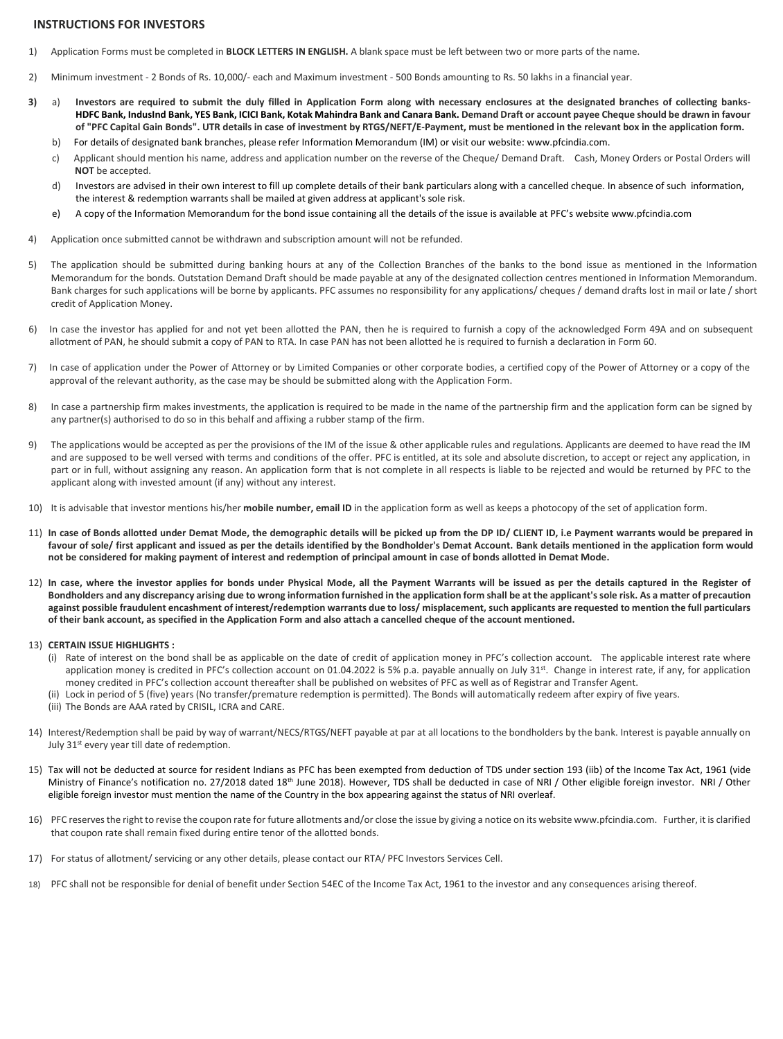## INSTRUCTIONS FOR INVESTORS

1) Application Forms must be completed in **BLOCK LETTERS IN ENGLISH.** A blank space must be left between two or more parts of the name.

2) Minimum investment - 2 Bonds of Rs. 10,000/- each and Maximum investment - 500 Bonds amounting to Rs. 50 lakhs in a financial year.

3) a) **Investors are required to submit the duly filled in Application Form along with necessary enclosures at the designated branches of collecting banks- HDFC Bank, IndusInd Bank, YES Bank, ICICI Bank, Kotak Mahindra Bank and Canara Bank. Demand Draft or account payee Cheque should be drawn in favour of "PFC Capital Gain Bonds". UTR details in case of investment by RTGS/NEFT/E-Payment, must be mentioned in the relevant box in the application form.**

   b) For details of designated bank branches, please refer Information Memorandum (IM) or visit our website: www.pfcindia.com.

   c) Applicant should mention his name, address and application number on the reverse of the Cheque/ Demand Draft. Cash, Money Orders or Postal Orders will **NOT** be accepted.

   d) Investors are advised in their own interest to fill up complete details of their bank particulars along with a cancelled cheque. In absence of such information, the interest & redemption warrants shall be mailed at given address at applicant's sole risk.

   e) A copy of the Information Memorandum for the bond issue containing all the details of the issue is available at PFC's website www.pfcindia.com

4) Application once submitted cannot be withdrawn and subscription amount will not be refunded.

5) The application should be submitted during banking hours at any of the Collection Branches of the banks to the bond issue as mentioned in the Information Memorandum for the bonds. Outstation Demand Draft should be made payable at any of the designated collection centres mentioned in Information Memorandum. Bank charges for such applications will be borne by applicants. PFC assumes no responsibility for any applications/ cheques / demand drafts lost in mail or late / short credit of Application Money.

6) In case the investor has applied for and not yet been allotted the PAN, then he is required to furnish a copy of the acknowledged Form 49A and on subsequent allotment of PAN, he should submit a copy of PAN to RTA. In case PAN has not been allotted he is required to furnish a declaration in Form 60.

7) In case of application under the Power of Attorney or by Limited Companies or other corporate bodies, a certified copy of the Power of Attorney or a copy of the approval of the relevant authority, as the case may be should be submitted along with the Application Form.

8) In case a partnership firm makes investments, the application is required to be made in the name of the partnership firm and the application form can be signed by any partner(s) authorised to do so in this behalf and affixing a rubber stamp of the firm.

9) The applications would be accepted as per the provisions of the IM of the issue & other applicable rules and regulations. Applicants are deemed to have read the IM and are supposed to be well versed with terms and conditions of the offer. PFC is entitled, at its sole and absolute discretion, to accept or reject any application, in part or in full, without assigning any reason. An application form that is not complete in all respects is liable to be rejected and would be returned by PFC to the applicant along with invested amount (if any) without any interest.

10) It is advisable that investor mentions his/her **mobile number, email ID** in the application form as well as keeps a photocopy of the set of application form.

11) **In case of Bonds allotted under Demat Mode, the demographic details will be picked up from the DP ID/ CLIENT ID, i.e Payment warrants would be prepared in favour of sole/ first applicant and issued as per the details identified by the Bondholder's Demat Account. Bank details mentioned in the application form would not be considered for making payment of interest and redemption of principal amount in case of bonds allotted in Demat Mode.**

12) **In case, where the investor applies for bonds under Physical Mode, all the Payment Warrants will be issued as per the details captured in the Register of Bondholders and any discrepancy arising due to wrong information furnished in the application form shall be at the applicant's sole risk. As a matter of precaution against possible fraudulent encashment of interest/redemption warrants due to loss/ misplacement, such applicants are requested to mention the full particulars of their bank account, as specified in the Application Form and also attach a cancelled cheque of the account mentioned.**

13) **CERTAIN ISSUE HIGHLIGHTS :**

   (i) Rate of interest on the bond shall be as applicable on the date of credit of application money in PFC's collection account. The applicable interest rate where application money is credited in PFC's collection account on 01.04.2022 is 5% p.a. payable annually on July 31st. Change in interest rate, if any, for application money credited in PFC's collection account thereafter shall be published on websites of PFC as well as of Registrar and Transfer Agent.

   (ii) Lock in period of 5 (five) years (No transfer/premature redemption is permitted). The Bonds will automatically redeem after expiry of five years.

   (iii) The Bonds are AAA rated by CRISIL, ICRA and CARE.

14) Interest/Redemption shall be paid by way of warrant/NECS/RTGS/NEFT payable at par at all locations to the bondholders by the bank. Interest is payable annually on July 31st every year till date of redemption.

15) Tax will not be deducted at source for resident Indians as PFC has been exempted from deduction of TDS under section 193 (iib) of the Income Tax Act, 1961 (vide Ministry of Finance's notification no. 27/2018 dated 18th June 2018). However, TDS shall be deducted in case of NRI / Other eligible foreign investor. NRI / Other eligible foreign investor must mention the name of the Country in the box appearing against the status of NRI overleaf.

16) PFC reserves the right to revise the coupon rate for future allotments and/or close the issue by giving a notice on its website www.pfcindia.com. Further, it is clarified that coupon rate shall remain fixed during entire tenor of the allotted bonds.

17) For status of allotment/ servicing or any other details, please contact our RTA/ PFC Investors Services Cell.

18) PFC shall not be responsible for denial of benefit under Section 54EC of the Income Tax Act, 1961 to the investor and any consequences arising thereof.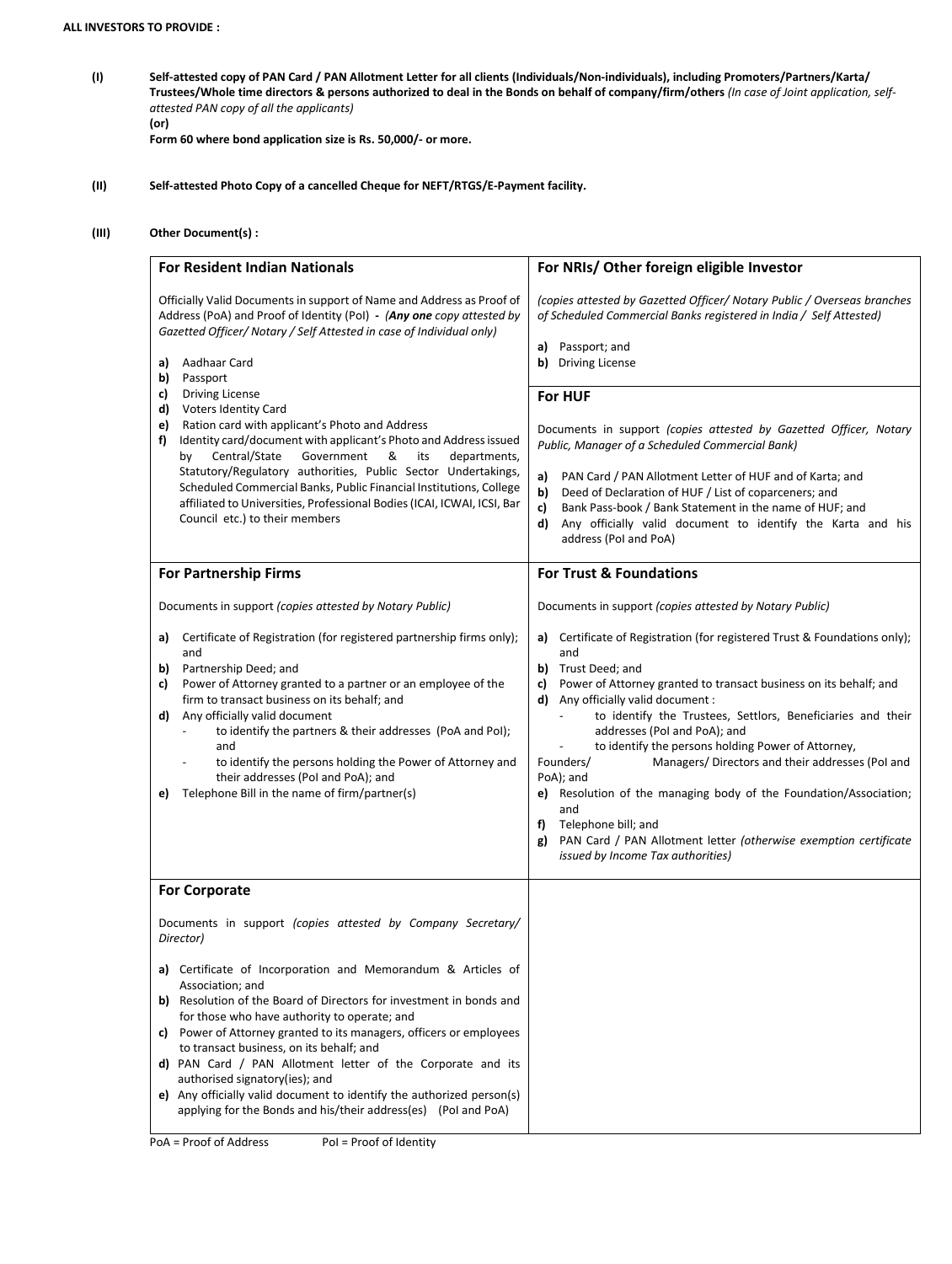**ALL INVESTORS TO PROVIDE :**

**(I)** **Self-attested copy of PAN Card / PAN Allotment Letter for all clients (Individuals/Non-individuals), including Promoters/Partners/Karta/ Trustees/Whole time directors & persons authorized to deal in the Bonds on behalf of company/firm/others** *(In case of Joint application, self-attested PAN copy of all the applicants)*
**(or)**
**Form 60 where bond application size is Rs. 50,000/- or more.**

**(II)** **Self-attested Photo Copy of a cancelled Cheque for NEFT/RTGS/E-Payment facility.**

**(III)** **Other Document(s) :**

| **For Resident Indian Nationals** | **For NRIs/ Other foreign eligible Investor** |
|---|---|
| Officially Valid Documents in support of Name and Address as Proof of Address (PoA) and Proof of Identity (PoI) - *(**Any one** copy attested by Gazetted Officer/ Notary / Self Attested in case of Individual only)*<br><br>**a)** Aadhaar Card<br>**b)** Passport<br>**c)** Driving License<br>**d)** Voters Identity Card<br>**e)** Ration card with applicant's Photo and Address<br>**f)** Identity card/document with applicant's Photo and Address issued by Central/State Government & its departments, Statutory/Regulatory authorities, Public Sector Undertakings, Scheduled Commercial Banks, Public Financial Institutions, College affiliated to Universities, Professional Bodies (ICAI, ICWAI, ICSI, Bar Council etc.) to their members | *(copies attested by Gazetted Officer/ Notary Public / Overseas branches of Scheduled Commercial Banks registered in India / Self Attested)*<br><br>**a)** Passport; and<br>**b)** Driving License<br><br>**For HUF**<br><br>Documents in support *(copies attested by Gazetted Officer, Notary Public, Manager of a Scheduled Commercial Bank)*<br><br>**a)** PAN Card / PAN Allotment Letter of HUF and of Karta; and<br>**b)** Deed of Declaration of HUF / List of coparceners; and<br>**c)** Bank Pass-book / Bank Statement in the name of HUF; and<br>**d)** Any officially valid document to identify the Karta and his address (PoI and PoA) |
| **For Partnership Firms**<br><br>Documents in support *(copies attested by Notary Public)*<br><br>**a)** Certificate of Registration (for registered partnership firms only); and<br>**b)** Partnership Deed; and<br>**c)** Power of Attorney granted to a partner or an employee of the firm to transact business on its behalf; and<br>**d)** Any officially valid document<br>- to identify the partners & their addresses (PoA and PoI); and<br>- to identify the persons holding the Power of Attorney and their addresses (PoI and PoA); and<br>**e)** Telephone Bill in the name of firm/partner(s) | **For Trust & Foundations**<br><br>Documents in support *(copies attested by Notary Public)*<br><br>**a)** Certificate of Registration (for registered Trust & Foundations only); and<br>**b)** Trust Deed; and<br>**c)** Power of Attorney granted to transact business on its behalf; and<br>**d)** Any officially valid document :<br>- to identify the Trustees, Settlors, Beneficiaries and their addresses (PoI and PoA); and<br>- to identify the persons holding Power of Attorney, Founders/ Managers/ Directors and their addresses (PoI and PoA); and<br>**e)** Resolution of the managing body of the Foundation/Association; and<br>**f)** Telephone bill; and<br>**g)** PAN Card / PAN Allotment letter *(otherwise exemption certificate issued by Income Tax authorities)* |
| **For Corporate**<br><br>Documents in support *(copies attested by Company Secretary/ Director)*<br><br>**a)** Certificate of Incorporation and Memorandum & Articles of Association; and<br>**b)** Resolution of the Board of Directors for investment in bonds and for those who have authority to operate; and<br>**c)** Power of Attorney granted to its managers, officers or employees to transact business, on its behalf; and<br>**d)** PAN Card / PAN Allotment letter of the Corporate and its authorised signatory(ies); and<br>**e)** Any officially valid document to identify the authorized person(s) applying for the Bonds and his/their address(es) (PoI and PoA) | |

PoA = Proof of Address    PoI = Proof of Identity